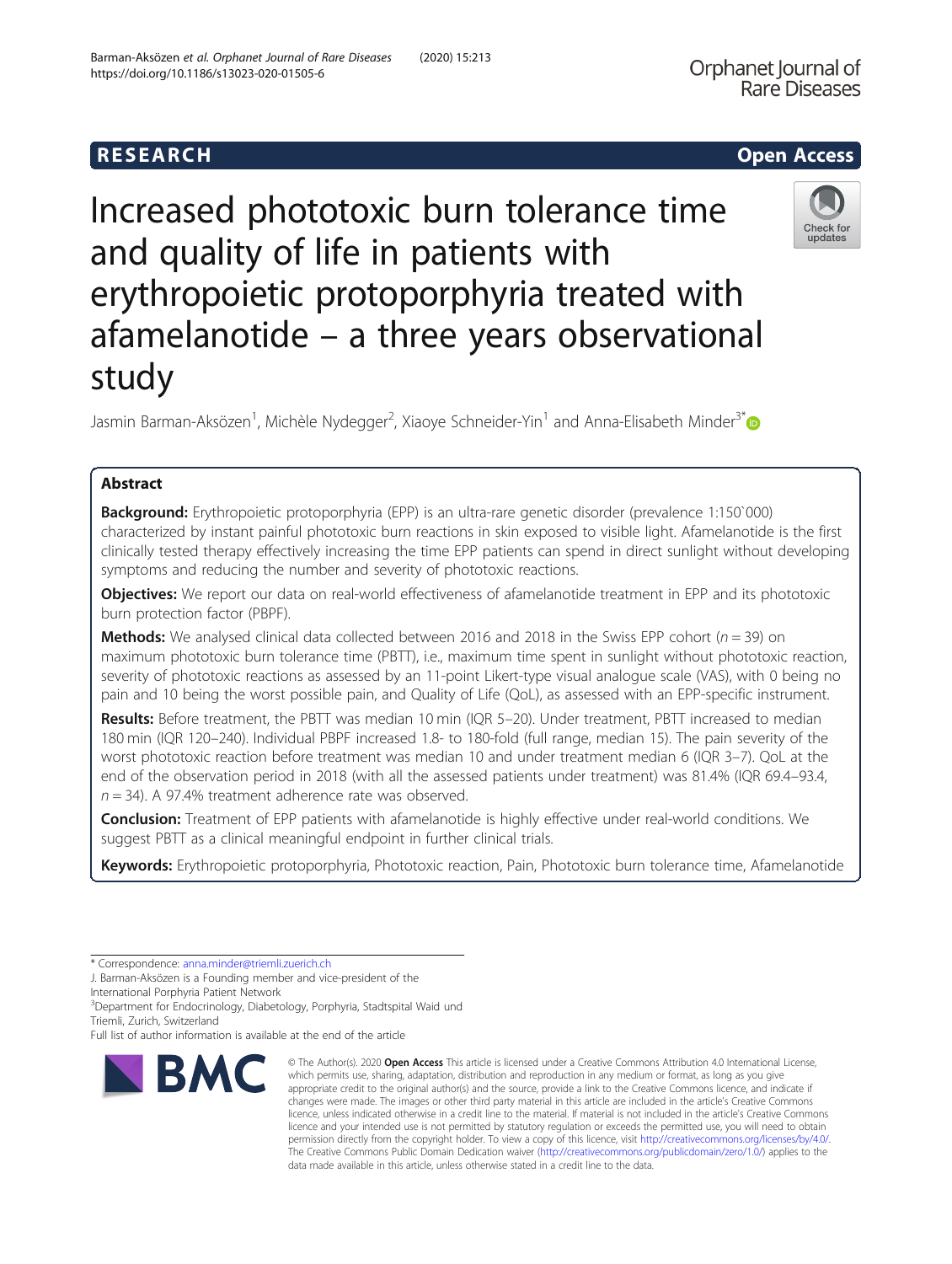# RESEARCH

# Increased phototoxic burn tolerance time and quality of life in patients with erythropoietic protoporphyria treated with afamelanotide – a three years observational study

Jasmin Barman-Aksözen[1], Michèle Nydegger[2], Xiaoye Schneider-Yin[1] and Anna-Elisabeth Minder[3]*

## Abstract

**Background:** Erythropoietic protoporphyria (EPP) is an ultra-rare genetic disorder (prevalence 1:150`000) characterized by instant painful phototoxic burn reactions in skin exposed to visible light. Afamelanotide is the first clinically tested therapy effectively increasing the time EPP patients can spend in direct sunlight without developing symptoms and reducing the number and severity of phototoxic reactions.

**Objectives:** We report our data on real-world effectiveness of afamelanotide treatment in EPP and its phototoxic burn protection factor (PBPF).

**Methods:** We analysed clinical data collected between 2016 and 2018 in the Swiss EPP cohort ($n = 39$) on maximum phototoxic burn tolerance time (PBTT), i.e., maximum time spent in sunlight without phototoxic reaction, severity of phototoxic reactions as assessed by an 11-point Likert-type visual analogue scale (VAS), with 0 being no pain and 10 being the worst possible pain, and Quality of Life (QoL), as assessed with an EPP-specific instrument.

**Results:** Before treatment, the PBTT was median 10 min (IQR 5–20). Under treatment, PBTT increased to median 180 min (IQR 120–240). Individual PBPF increased 1.8- to 180-fold (full range, median 15). The pain severity of the worst phototoxic reaction before treatment was median 10 and under treatment median 6 (IQR 3–7). QoL at the end of the observation period in 2018 (with all the assessed patients under treatment) was 81.4% (IQR 69.4–93.4, $n = 34$). A 97.4% treatment adherence rate was observed.

**Conclusion:** Treatment of EPP patients with afamelanotide is highly effective under real-world conditions. We suggest PBTT as a clinical meaningful endpoint in further clinical trials.

**Keywords:** Erythropoietic protoporphyria, Phototoxic reaction, Pain, Phototoxic burn tolerance time, Afamelanotide

\* Correspondence: anna.minder@triemli.zuerich.ch
J. Barman-Aksözen is a Founding member and vice-president of the International Porphyria Patient Network
[3]Department for Endocrinology, Diabetology, Porphyria, Stadtspital Waid und Triemli, Zurich, Switzerland
Full list of author information is available at the end of the article

© The Author(s). 2020 **Open Access** This article is licensed under a Creative Commons Attribution 4.0 International License, which permits use, sharing, adaptation, distribution and reproduction in any medium or format, as long as you give appropriate credit to the original author(s) and the source, provide a link to the Creative Commons licence, and indicate if changes were made. The images or other third party material in this article are included in the article's Creative Commons licence, unless indicated otherwise in a credit line to the material. If material is not included in the article's Creative Commons licence and your intended use is not permitted by statutory regulation or exceeds the permitted use, you will need to obtain permission directly from the copyright holder. To view a copy of this licence, visit http://creativecommons.org/licenses/by/4.0/. The Creative Commons Public Domain Dedication waiver (http://creativecommons.org/publicdomain/zero/1.0/) applies to the data made available in this article, unless otherwise stated in a credit line to the data.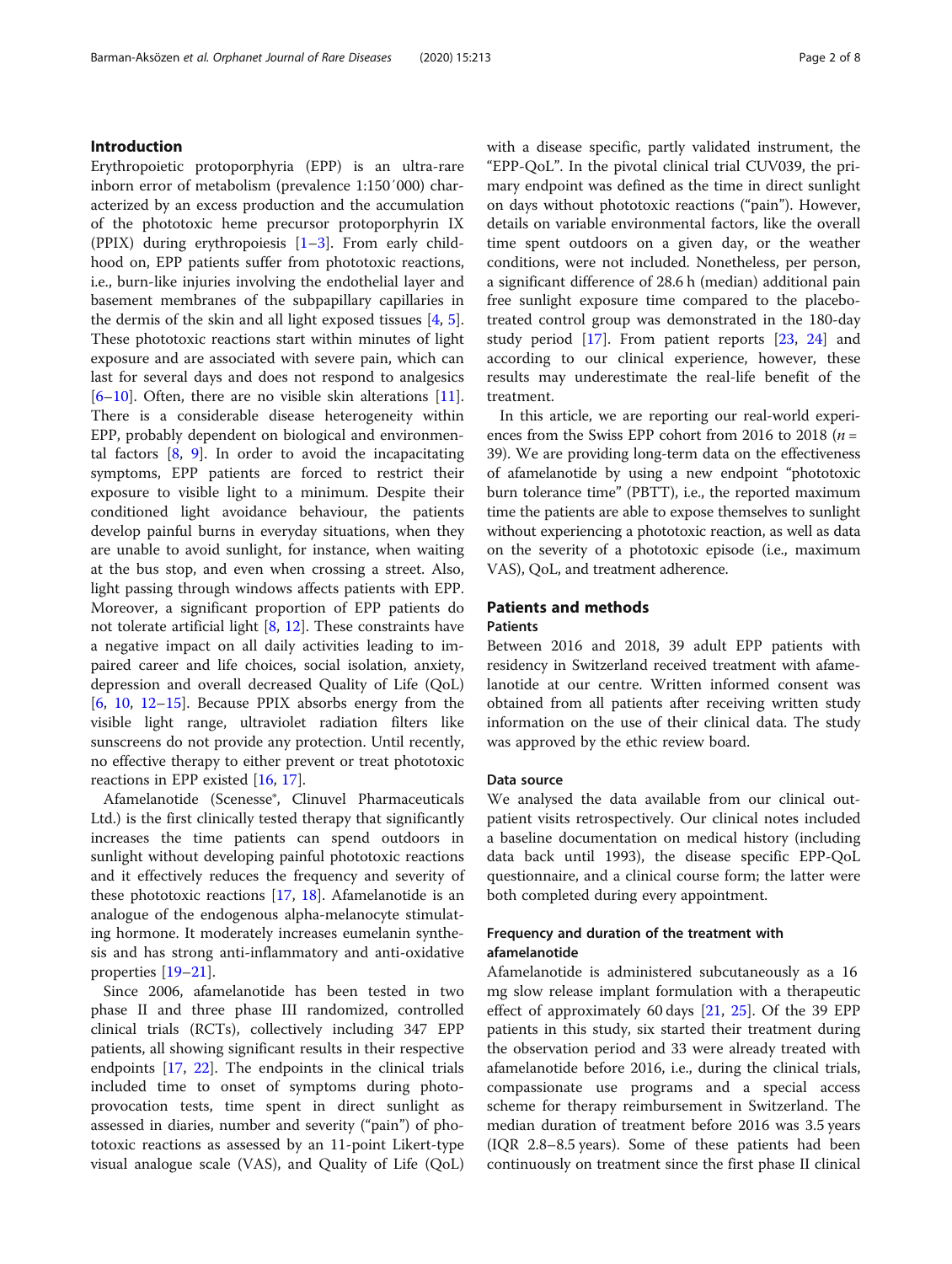## Introduction

Erythropoietic protoporphyria (EPP) is an ultra-rare inborn error of metabolism (prevalence 1:150′000) characterized by an excess production and the accumulation of the phototoxic heme precursor protoporphyrin IX (PPIX) during erythropoiesis [1–3]. From early childhood on, EPP patients suffer from phototoxic reactions, i.e., burn-like injuries involving the endothelial layer and basement membranes of the subpapillary capillaries in the dermis of the skin and all light exposed tissues [4, 5]. These phototoxic reactions start within minutes of light exposure and are associated with severe pain, which can last for several days and does not respond to analgesics [6–10]. Often, there are no visible skin alterations [11]. There is a considerable disease heterogeneity within EPP, probably dependent on biological and environmental factors [8, 9]. In order to avoid the incapacitating symptoms, EPP patients are forced to restrict their exposure to visible light to a minimum. Despite their conditioned light avoidance behaviour, the patients develop painful burns in everyday situations, when they are unable to avoid sunlight, for instance, when waiting at the bus stop, and even when crossing a street. Also, light passing through windows affects patients with EPP. Moreover, a significant proportion of EPP patients do not tolerate artificial light [8, 12]. These constraints have a negative impact on all daily activities leading to impaired career and life choices, social isolation, anxiety, depression and overall decreased Quality of Life (QoL) [6, 10, 12–15]. Because PPIX absorbs energy from the visible light range, ultraviolet radiation filters like sunscreens do not provide any protection. Until recently, no effective therapy to either prevent or treat phototoxic reactions in EPP existed [16, 17].

Afamelanotide (Scenesse®, Clinuvel Pharmaceuticals Ltd.) is the first clinically tested therapy that significantly increases the time patients can spend outdoors in sunlight without developing painful phototoxic reactions and it effectively reduces the frequency and severity of these phototoxic reactions [17, 18]. Afamelanotide is an analogue of the endogenous alpha-melanocyte stimulating hormone. It moderately increases eumelanin synthesis and has strong anti-inflammatory and anti-oxidative properties [19–21].

Since 2006, afamelanotide has been tested in two phase II and three phase III randomized, controlled clinical trials (RCTs), collectively including 347 EPP patients, all showing significant results in their respective endpoints [17, 22]. The endpoints in the clinical trials included time to onset of symptoms during photoprovocation tests, time spent in direct sunlight as assessed in diaries, number and severity ("pain") of phototoxic reactions as assessed by an 11-point Likert-type visual analogue scale (VAS), and Quality of Life (QoL) with a disease specific, partly validated instrument, the "EPP-QoL". In the pivotal clinical trial CUV039, the primary endpoint was defined as the time in direct sunlight on days without phototoxic reactions ("pain"). However, details on variable environmental factors, like the overall time spent outdoors on a given day, or the weather conditions, were not included. Nonetheless, per person, a significant difference of 28.6 h (median) additional pain free sunlight exposure time compared to the placebo-treated control group was demonstrated in the 180-day study period [17]. From patient reports [23, 24] and according to our clinical experience, however, these results may underestimate the real-life benefit of the treatment.

In this article, we are reporting our real-world experiences from the Swiss EPP cohort from 2016 to 2018 ($n$ = 39). We are providing long-term data on the effectiveness of afamelanotide by using a new endpoint "phototoxic burn tolerance time" (PBTT), i.e., the reported maximum time the patients are able to expose themselves to sunlight without experiencing a phototoxic reaction, as well as data on the severity of a phototoxic episode (i.e., maximum VAS), QoL, and treatment adherence.

## Patients and methods

### Patients

Between 2016 and 2018, 39 adult EPP patients with residency in Switzerland received treatment with afamelanotide at our centre. Written informed consent was obtained from all patients after receiving written study information on the use of their clinical data. The study was approved by the ethic review board.

### Data source

We analysed the data available from our clinical outpatient visits retrospectively. Our clinical notes included a baseline documentation on medical history (including data back until 1993), the disease specific EPP-QoL questionnaire, and a clinical course form; the latter were both completed during every appointment.

### Frequency and duration of the treatment with afamelanotide

Afamelanotide is administered subcutaneously as a 16 mg slow release implant formulation with a therapeutic effect of approximately 60 days [21, 25]. Of the 39 EPP patients in this study, six started their treatment during the observation period and 33 were already treated with afamelanotide before 2016, i.e., during the clinical trials, compassionate use programs and a special access scheme for therapy reimbursement in Switzerland. The median duration of treatment before 2016 was 3.5 years (IQR 2.8–8.5 years). Some of these patients had been continuously on treatment since the first phase II clinical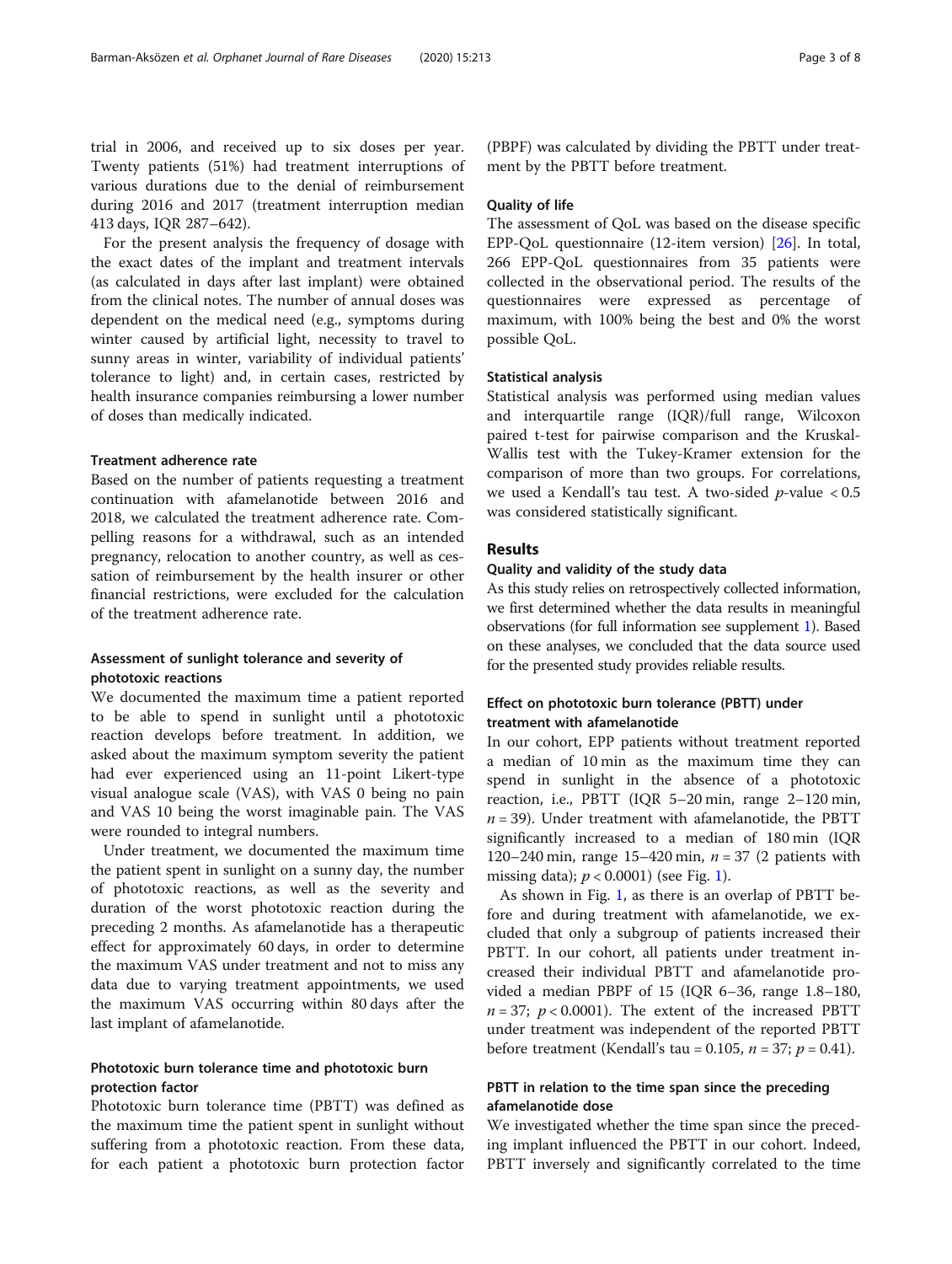trial in 2006, and received up to six doses per year. Twenty patients (51%) had treatment interruptions of various durations due to the denial of reimbursement during 2016 and 2017 (treatment interruption median 413 days, IQR 287–642).

For the present analysis the frequency of dosage with the exact dates of the implant and treatment intervals (as calculated in days after last implant) were obtained from the clinical notes. The number of annual doses was dependent on the medical need (e.g., symptoms during winter caused by artificial light, necessity to travel to sunny areas in winter, variability of individual patients' tolerance to light) and, in certain cases, restricted by health insurance companies reimbursing a lower number of doses than medically indicated.

### Treatment adherence rate

Based on the number of patients requesting a treatment continuation with afamelanotide between 2016 and 2018, we calculated the treatment adherence rate. Compelling reasons for a withdrawal, such as an intended pregnancy, relocation to another country, as well as cessation of reimbursement by the health insurer or other financial restrictions, were excluded for the calculation of the treatment adherence rate.

### Assessment of sunlight tolerance and severity of phototoxic reactions

We documented the maximum time a patient reported to be able to spend in sunlight until a phototoxic reaction develops before treatment. In addition, we asked about the maximum symptom severity the patient had ever experienced using an 11-point Likert-type visual analogue scale (VAS), with VAS 0 being no pain and VAS 10 being the worst imaginable pain. The VAS were rounded to integral numbers.

Under treatment, we documented the maximum time the patient spent in sunlight on a sunny day, the number of phototoxic reactions, as well as the severity and duration of the worst phototoxic reaction during the preceding 2 months. As afamelanotide has a therapeutic effect for approximately 60 days, in order to determine the maximum VAS under treatment and not to miss any data due to varying treatment appointments, we used the maximum VAS occurring within 80 days after the last implant of afamelanotide.

### Phototoxic burn tolerance time and phototoxic burn protection factor

Phototoxic burn tolerance time (PBTT) was defined as the maximum time the patient spent in sunlight without suffering from a phototoxic reaction. From these data, for each patient a phototoxic burn protection factor (PBPF) was calculated by dividing the PBTT under treatment by the PBTT before treatment.

### Quality of life

The assessment of QoL was based on the disease specific EPP-QoL questionnaire (12-item version) [26]. In total, 266 EPP-QoL questionnaires from 35 patients were collected in the observational period. The results of the questionnaires were expressed as percentage of maximum, with 100% being the best and 0% the worst possible QoL.

### Statistical analysis

Statistical analysis was performed using median values and interquartile range (IQR)/full range, Wilcoxon paired t-test for pairwise comparison and the Kruskal-Wallis test with the Tukey-Kramer extension for the comparison of more than two groups. For correlations, we used a Kendall's tau test. A two-sided $p$-value $< 0.5$ was considered statistically significant.

## Results

### Quality and validity of the study data

As this study relies on retrospectively collected information, we first determined whether the data results in meaningful observations (for full information see supplement 1). Based on these analyses, we concluded that the data source used for the presented study provides reliable results.

### Effect on phototoxic burn tolerance (PBTT) under treatment with afamelanotide

In our cohort, EPP patients without treatment reported a median of 10 min as the maximum time they can spend in sunlight in the absence of a phototoxic reaction, i.e., PBTT (IQR 5–20 min, range 2–120 min, $n = 39$). Under treatment with afamelanotide, the PBTT significantly increased to a median of 180 min (IQR 120–240 min, range 15–420 min, $n = 37$ (2 patients with missing data); $p < 0.0001$) (see Fig. 1).

As shown in Fig. 1, as there is an overlap of PBTT before and during treatment with afamelanotide, we excluded that only a subgroup of patients increased their PBTT. In our cohort, all patients under treatment increased their individual PBTT and afamelanotide provided a median PBPF of 15 (IQR 6–36, range 1.8–180, $n = 37$; $p < 0.0001$). The extent of the increased PBTT under treatment was independent of the reported PBTT before treatment (Kendall's tau = 0.105, $n = 37$; $p = 0.41$).

### PBTT in relation to the time span since the preceding afamelanotide dose

We investigated whether the time span since the preceding implant influenced the PBTT in our cohort. Indeed, PBTT inversely and significantly correlated to the time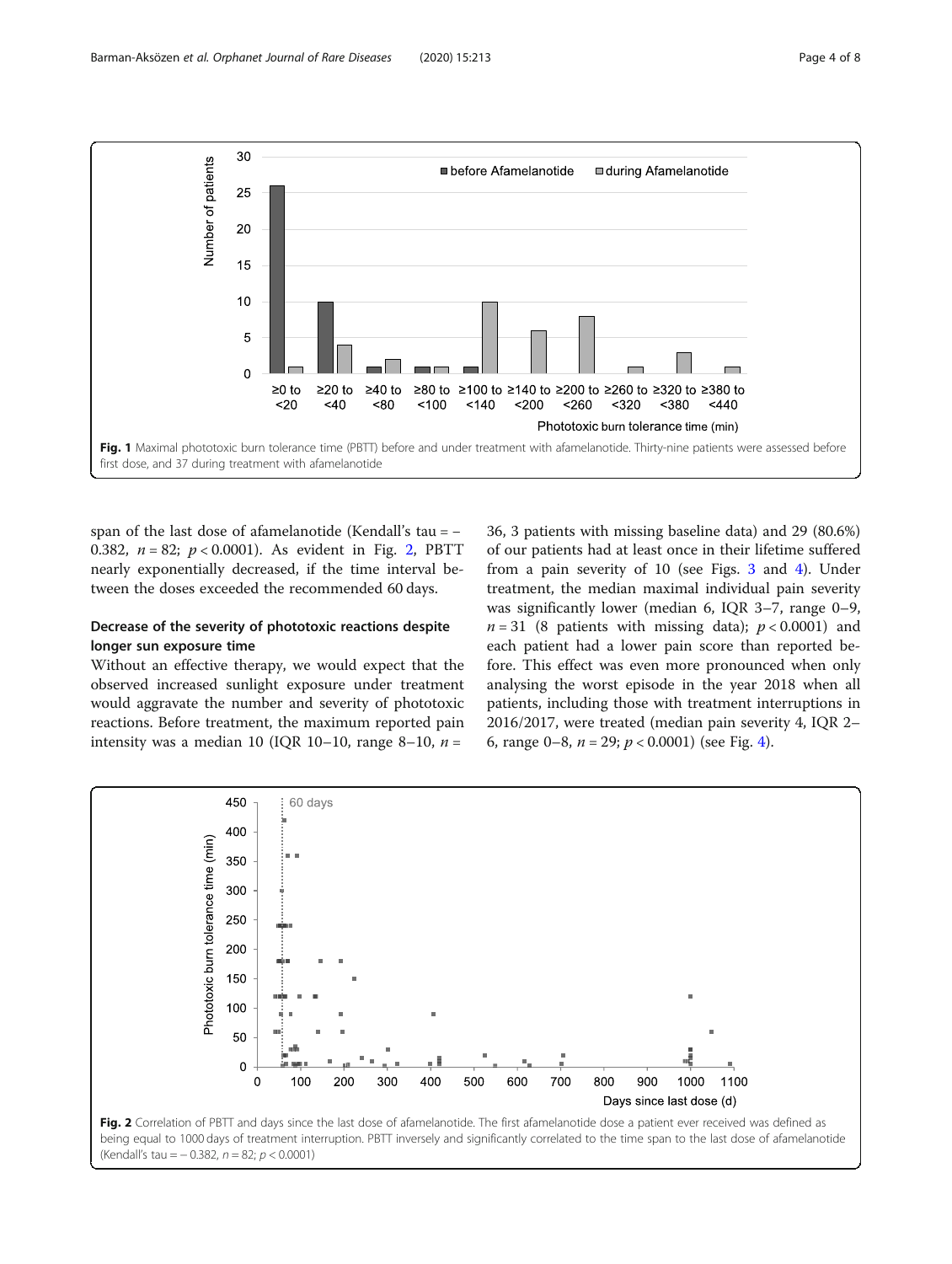Fig. 1 Maximal phototoxic burn tolerance time (PBTT) before and under treatment with afamelanotide. Thirty-nine patients were assessed before first dose, and 37 during treatment with afamelanotide

span of the last dose of afamelanotide (Kendall's tau = − 0.382, $n = 82$; $p < 0.0001$). As evident in Fig. 2, PBTT nearly exponentially decreased, if the time interval between the doses exceeded the recommended 60 days.

## Decrease of the severity of phototoxic reactions despite longer sun exposure time

Without an effective therapy, we would expect that the observed increased sunlight exposure under treatment would aggravate the number and severity of phototoxic reactions. Before treatment, the maximum reported pain intensity was a median 10 (IQR 10–10, range 8–10, $n = 36$, 3 patients with missing baseline data) and 29 (80.6%) of our patients had at least once in their lifetime suffered from a pain severity of 10 (see Figs. 3 and 4). Under treatment, the median maximal individual pain severity was significantly lower (median 6, IQR 3–7, range 0–9, $n = 31$ (8 patients with missing data); $p < 0.0001$) and each patient had a lower pain score than reported before. This effect was even more pronounced when only analysing the worst episode in the year 2018 when all patients, including those with treatment interruptions in 2016/2017, were treated (median pain severity 4, IQR 2–6, range 0–8, $n = 29$; $p < 0.0001$) (see Fig. 4).

Fig. 2 Correlation of PBTT and days since the last dose of afamelanotide. The first afamelanotide dose a patient ever received was defined as being equal to 1000 days of treatment interruption. PBTT inversely and significantly correlated to the time span to the last dose of afamelanotide (Kendall's tau = − 0.382, $n = 82$; $p < 0.0001$)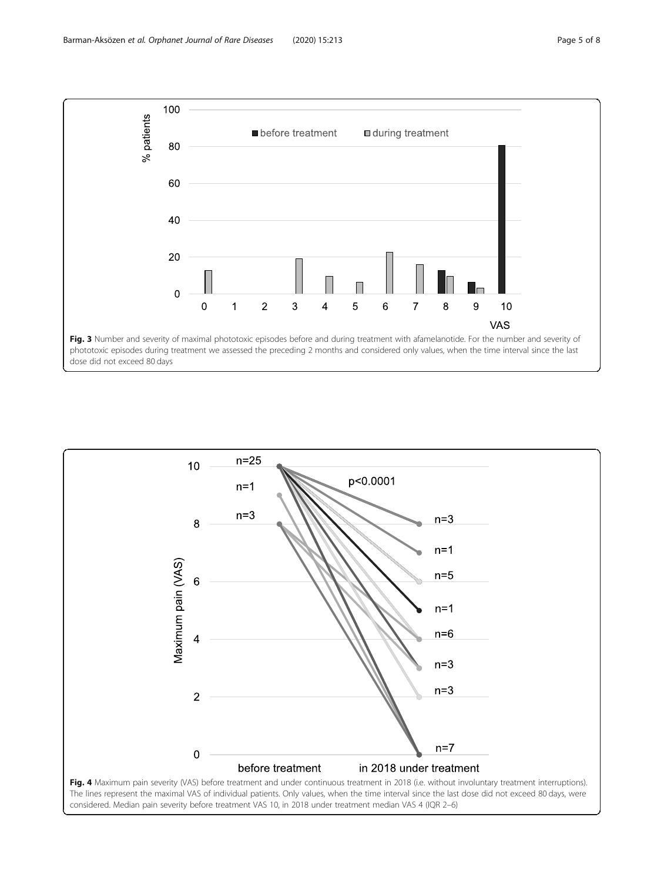**Fig. 3** Number and severity of maximal phototoxic episodes before and during treatment with afamelanotide. For the number and severity of phototoxic episodes during treatment we assessed the preceding 2 months and considered only values, when the time interval since the last dose did not exceed 80 days

**Fig. 4** Maximum pain severity (VAS) before treatment and under continuous treatment in 2018 (i.e. without involuntary treatment interruptions). The lines represent the maximal VAS of individual patients. Only values, when the time interval since the last dose did not exceed 80 days, were considered. Median pain severity before treatment VAS 10, in 2018 under treatment median VAS 4 (IQR 2–6)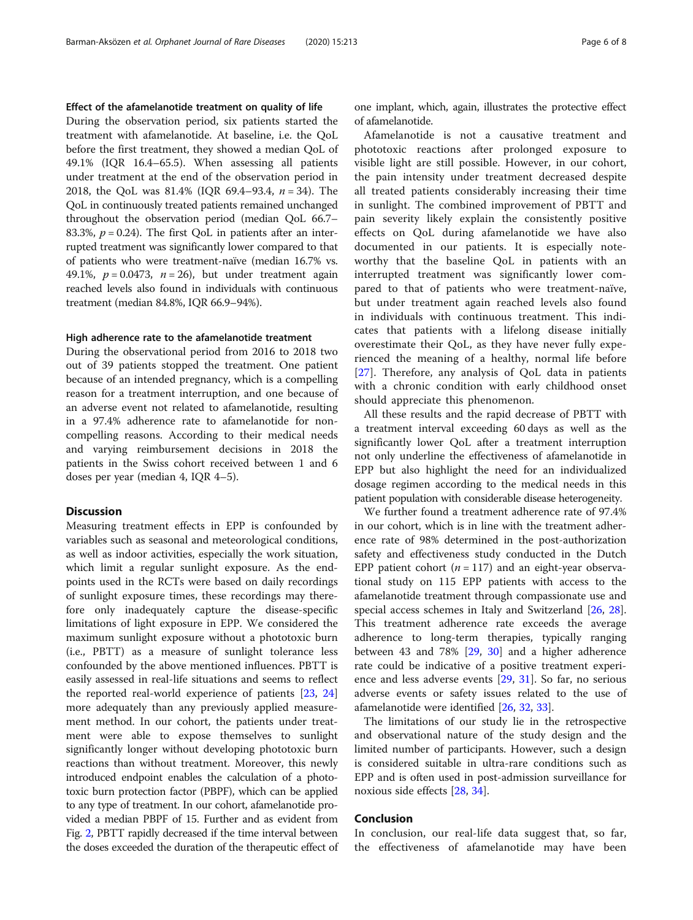### Effect of the afamelanotide treatment on quality of life

During the observation period, six patients started the treatment with afamelanotide. At baseline, i.e. the QoL before the first treatment, they showed a median QoL of 49.1% (IQR 16.4–65.5). When assessing all patients under treatment at the end of the observation period in 2018, the QoL was 81.4% (IQR 69.4–93.4, $n = 34$). The QoL in continuously treated patients remained unchanged throughout the observation period (median QoL 66.7–83.3%, $p = 0.24$). The first QoL in patients after an interrupted treatment was significantly lower compared to that of patients who were treatment-naïve (median 16.7% vs. 49.1%, $p = 0.0473$, $n = 26$), but under treatment again reached levels also found in individuals with continuous treatment (median 84.8%, IQR 66.9–94%).

### High adherence rate to the afamelanotide treatment

During the observational period from 2016 to 2018 two out of 39 patients stopped the treatment. One patient because of an intended pregnancy, which is a compelling reason for a treatment interruption, and one because of an adverse event not related to afamelanotide, resulting in a 97.4% adherence rate to afamelanotide for non-compelling reasons. According to their medical needs and varying reimbursement decisions in 2018 the patients in the Swiss cohort received between 1 and 6 doses per year (median 4, IQR 4–5).

## Discussion

Measuring treatment effects in EPP is confounded by variables such as seasonal and meteorological conditions, as well as indoor activities, especially the work situation, which limit a regular sunlight exposure. As the endpoints used in the RCTs were based on daily recordings of sunlight exposure times, these recordings may therefore only inadequately capture the disease-specific limitations of light exposure in EPP. We considered the maximum sunlight exposure without a phototoxic burn (i.e., PBTT) as a measure of sunlight tolerance less confounded by the above mentioned influences. PBTT is easily assessed in real-life situations and seems to reflect the reported real-world experience of patients [23, 24] more adequately than any previously applied measurement method. In our cohort, the patients under treatment were able to expose themselves to sunlight significantly longer without developing phototoxic burn reactions than without treatment. Moreover, this newly introduced endpoint enables the calculation of a phototoxic burn protection factor (PBPF), which can be applied to any type of treatment. In our cohort, afamelanotide provided a median PBPF of 15. Further and as evident from Fig. 2, PBTT rapidly decreased if the time interval between the doses exceeded the duration of the therapeutic effect of one implant, which, again, illustrates the protective effect of afamelanotide.

Afamelanotide is not a causative treatment and phototoxic reactions after prolonged exposure to visible light are still possible. However, in our cohort, the pain intensity under treatment decreased despite all treated patients considerably increasing their time in sunlight. The combined improvement of PBTT and pain severity likely explain the consistently positive effects on QoL during afamelanotide we have also documented in our patients. It is especially noteworthy that the baseline QoL in patients with an interrupted treatment was significantly lower compared to that of patients who were treatment-naïve, but under treatment again reached levels also found in individuals with continuous treatment. This indicates that patients with a lifelong disease initially overestimate their QoL, as they have never fully experienced the meaning of a healthy, normal life before [27]. Therefore, any analysis of QoL data in patients with a chronic condition with early childhood onset should appreciate this phenomenon.

All these results and the rapid decrease of PBTT with a treatment interval exceeding 60 days as well as the significantly lower QoL after a treatment interruption not only underline the effectiveness of afamelanotide in EPP but also highlight the need for an individualized dosage regimen according to the medical needs in this patient population with considerable disease heterogeneity.

We further found a treatment adherence rate of 97.4% in our cohort, which is in line with the treatment adherence rate of 98% determined in the post-authorization safety and effectiveness study conducted in the Dutch EPP patient cohort ($n = 117$) and an eight-year observational study on 115 EPP patients with access to the afamelanotide treatment through compassionate use and special access schemes in Italy and Switzerland [26, 28]. This treatment adherence rate exceeds the average adherence to long-term therapies, typically ranging between 43 and 78% [29, 30] and a higher adherence rate could be indicative of a positive treatment experience and less adverse events [29, 31]. So far, no serious adverse events or safety issues related to the use of afamelanotide were identified [26, 32, 33].

The limitations of our study lie in the retrospective and observational nature of the study design and the limited number of participants. However, such a design is considered suitable in ultra-rare conditions such as EPP and is often used in post-admission surveillance for noxious side effects [28, 34].

## Conclusion

In conclusion, our real-life data suggest that, so far, the effectiveness of afamelanotide may have been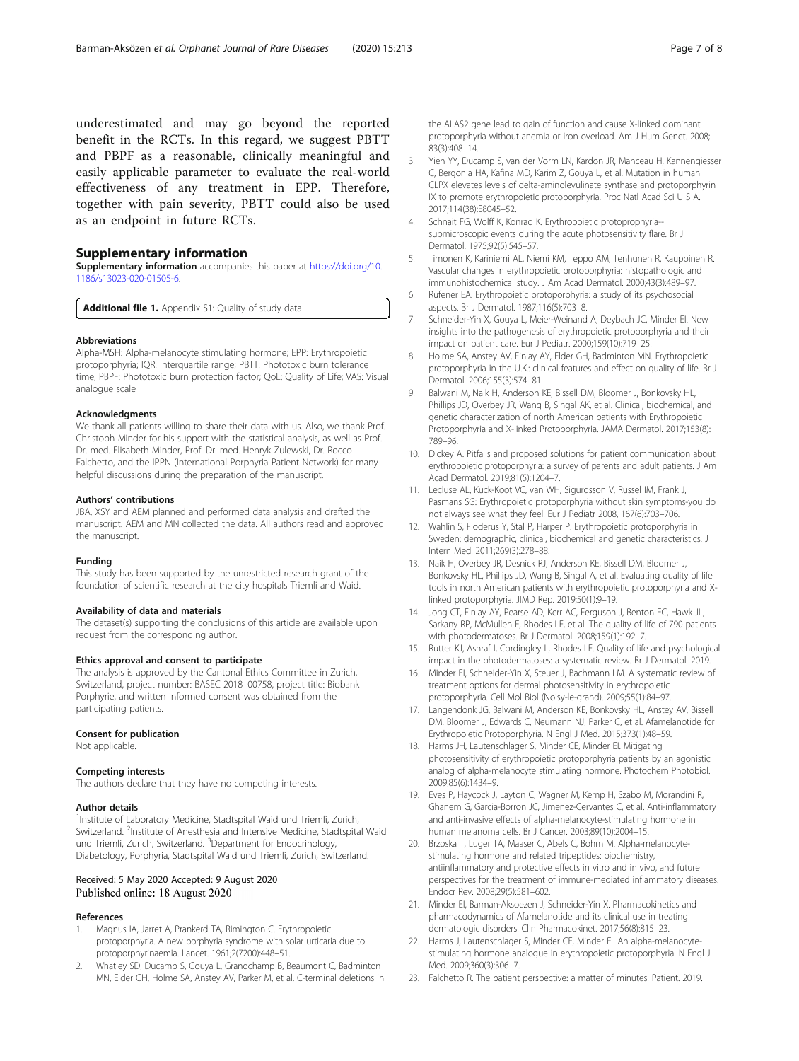underestimated and may go beyond the reported benefit in the RCTs. In this regard, we suggest PBTT and PBPF as a reasonable, clinically meaningful and easily applicable parameter to evaluate the real-world effectiveness of any treatment in EPP. Therefore, together with pain severity, PBTT could also be used as an endpoint in future RCTs.

## Supplementary information

**Supplementary information** accompanies this paper at https://doi.org/10.1186/s13023-020-01505-6.

**Additional file 1.** Appendix S1: Quality of study data

### Abbreviations

Alpha-MSH: Alpha-melanocyte stimulating hormone; EPP: Erythropoietic protoporphyria; IQR: Interquartile range; PBTT: Phototoxic burn tolerance time; PBPF: Phototoxic burn protection factor; QoL: Quality of Life; VAS: Visual analogue scale

### Acknowledgments

We thank all patients willing to share their data with us. Also, we thank Prof. Christoph Minder for his support with the statistical analysis, as well as Prof. Dr. med. Elisabeth Minder, Prof. Dr. med. Henryk Zulewski, Dr. Rocco Falchetto, and the IPPN (International Porphyria Patient Network) for many helpful discussions during the preparation of the manuscript.

### Authors' contributions

JBA, XSY and AEM planned and performed data analysis and drafted the manuscript. AEM and MN collected the data. All authors read and approved the manuscript.

### Funding

This study has been supported by the unrestricted research grant of the foundation of scientific research at the city hospitals Triemli and Waid.

### Availability of data and materials

The dataset(s) supporting the conclusions of this article are available upon request from the corresponding author.

### Ethics approval and consent to participate

The analysis is approved by the Cantonal Ethics Committee in Zurich, Switzerland, project number: BASEC 2018–00758, project title: Biobank Porphyrie, and written informed consent was obtained from the participating patients.

### Consent for publication

Not applicable.

### Competing interests

The authors declare that they have no competing interests.

### Author details

[1]Institute of Laboratory Medicine, Stadtspital Waid und Triemli, Zurich, Switzerland. [2]Institute of Anesthesia and Intensive Medicine, Stadtspital Waid und Triemli, Zurich, Switzerland. [3]Department for Endocrinology, Diabetology, Porphyria, Stadtspital Waid und Triemli, Zurich, Switzerland.

Received: 5 May 2020 Accepted: 9 August 2020
Published online: 18 August 2020

### References

1. Magnus IA, Jarret A, Prankerd TA, Rimington C. Erythropoietic protoporphyria. A new porphyria syndrome with solar urticaria due to protoporphyrinaemia. Lancet. 1961;2(7200):448–51.
2. Whatley SD, Ducamp S, Gouya L, Grandchamp B, Beaumont C, Badminton MN, Elder GH, Holme SA, Anstey AV, Parker M, et al. C-terminal deletions in the ALAS2 gene lead to gain of function and cause X-linked dominant protoporphyria without anemia or iron overload. Am J Hum Genet. 2008; 83(3):408–14.
3. Yien YY, Ducamp S, van der Vorm LN, Kardon JR, Manceau H, Kannengiesser C, Bergonia HA, Kafina MD, Karim Z, Gouya L, et al. Mutation in human CLPX elevates levels of delta-aminolevulinate synthase and protoporphyrin IX to promote erythropoietic protoporphyria. Proc Natl Acad Sci U S A. 2017;114(38):E8045–52.
4. Schnait FG, Wolff K, Konrad K. Erythropoietic protoporphyria-- submicroscopic events during the acute photosensitivity flare. Br J Dermatol. 1975;92(5):545–57.
5. Timonen K, Kariniemi AL, Niemi KM, Teppo AM, Tenhunen R, Kauppinen R. Vascular changes in erythropoietic protoporphyria: histopathologic and immunohistochemical study. J Am Acad Dermatol. 2000;43(3):489–97.
6. Rufener EA. Erythropoietic protoporphyria: a study of its psychosocial aspects. Br J Dermatol. 1987;116(5):703–8.
7. Schneider-Yin X, Gouya L, Meier-Weinand A, Deybach JC, Minder EI. New insights into the pathogenesis of erythropoietic protoporphyria and their impact on patient care. Eur J Pediatr. 2000;159(10):719–25.
8. Holme SA, Anstey AV, Finlay AY, Elder GH, Badminton MN. Erythropoietic protoporphyria in the U.K.: clinical features and effect on quality of life. Br J Dermatol. 2006;155(3):574–81.
9. Balwani M, Naik H, Anderson KE, Bissell DM, Bloomer J, Bonkovsky HL, Phillips JD, Overbey JR, Wang B, Singal AK, et al. Clinical, biochemical, and genetic characterization of north American patients with Erythropoietic Protoporphyria and X-linked Protoporphyria. JAMA Dermatol. 2017;153(8): 789–96.
10. Dickey A. Pitfalls and proposed solutions for patient communication about erythropoietic protoporphyria: a survey of parents and adult patients. J Am Acad Dermatol. 2019;81(5):1204–7.
11. Lecluse AL, Kuck-Koot VC, van WH, Sigurdsson V, Russel IM, Frank J, Pasmans SG: Erythropoietic protoporphyria without skin symptoms-you do not always see what they feel. Eur J Pediatr 2008, 167(6):703–706.
12. Wahlin S, Floderus Y, Stal P, Harper P. Erythropoietic protoporphyria in Sweden: demographic, clinical, biochemical and genetic characteristics. J Intern Med. 2011;269(3):278–88.
13. Naik H, Overbey JR, Desnick RJ, Anderson KE, Bissell DM, Bloomer J, Bonkovsky HL, Phillips JD, Wang B, Singal A, et al. Evaluating quality of life tools in north American patients with erythropoietic protoporphyria and X-linked protoporphyria. JIMD Rep. 2019;50(1):9–19.
14. Jong CT, Finlay AY, Pearse AD, Kerr AC, Ferguson J, Benton EC, Hawk JL, Sarkany RP, McMullen E, Rhodes LE, et al. The quality of life of 790 patients with photodermatoses. Br J Dermatol. 2008;159(1):192–7.
15. Rutter KJ, Ashraf I, Cordingley L, Rhodes LE. Quality of life and psychological impact in the photodermatoses: a systematic review. Br J Dermatol. 2019.
16. Minder EI, Schneider-Yin X, Steuer J, Bachmann LM. A systematic review of treatment options for dermal photosensitivity in erythropoietic protoporphyria. Cell Mol Biol (Noisy-le-grand). 2009;55(1):84–97.
17. Langendonk JG, Balwani M, Anderson KE, Bonkovsky HL, Anstey AV, Bissell DM, Bloomer J, Edwards C, Neumann NJ, Parker C, et al. Afamelanotide for Erythropoietic Protoporphyria. N Engl J Med. 2015;373(1):48–59.
18. Harms JH, Lautenschlager S, Minder CE, Minder EI. Mitigating photosensitivity of erythropoietic protoporphyria patients by an agonistic analog of alpha-melanocyte stimulating hormone. Photochem Photobiol. 2009;85(6):1434–9.
19. Eves P, Haycock J, Layton C, Wagner M, Kemp H, Szabo M, Morandini R, Ghanem G, Garcia-Borron JC, Jimenez-Cervantes C, et al. Anti-inflammatory and anti-invasive effects of alpha-melanocyte-stimulating hormone in human melanoma cells. Br J Cancer. 2003;89(10):2004–15.
20. Brzoska T, Luger TA, Maaser C, Abels C, Bohm M. Alpha-melanocyte-stimulating hormone and related tripeptides: biochemistry, antiinflammatory and protective effects in vitro and in vivo, and future perspectives for the treatment of immune-mediated inflammatory diseases. Endocr Rev. 2008;29(5):581–602.
21. Minder EI, Barman-Aksoezen J, Schneider-Yin X. Pharmacokinetics and pharmacodynamics of Afamelanotide and its clinical use in treating dermatologic disorders. Clin Pharmacokinet. 2017;56(8):815–23.
22. Harms J, Lautenschlager S, Minder CE, Minder EI. An alpha-melanocyte-stimulating hormone analogue in erythropoietic protoporphyria. N Engl J Med. 2009;360(3):306–7.
23. Falchetto R. The patient perspective: a matter of minutes. Patient. 2019.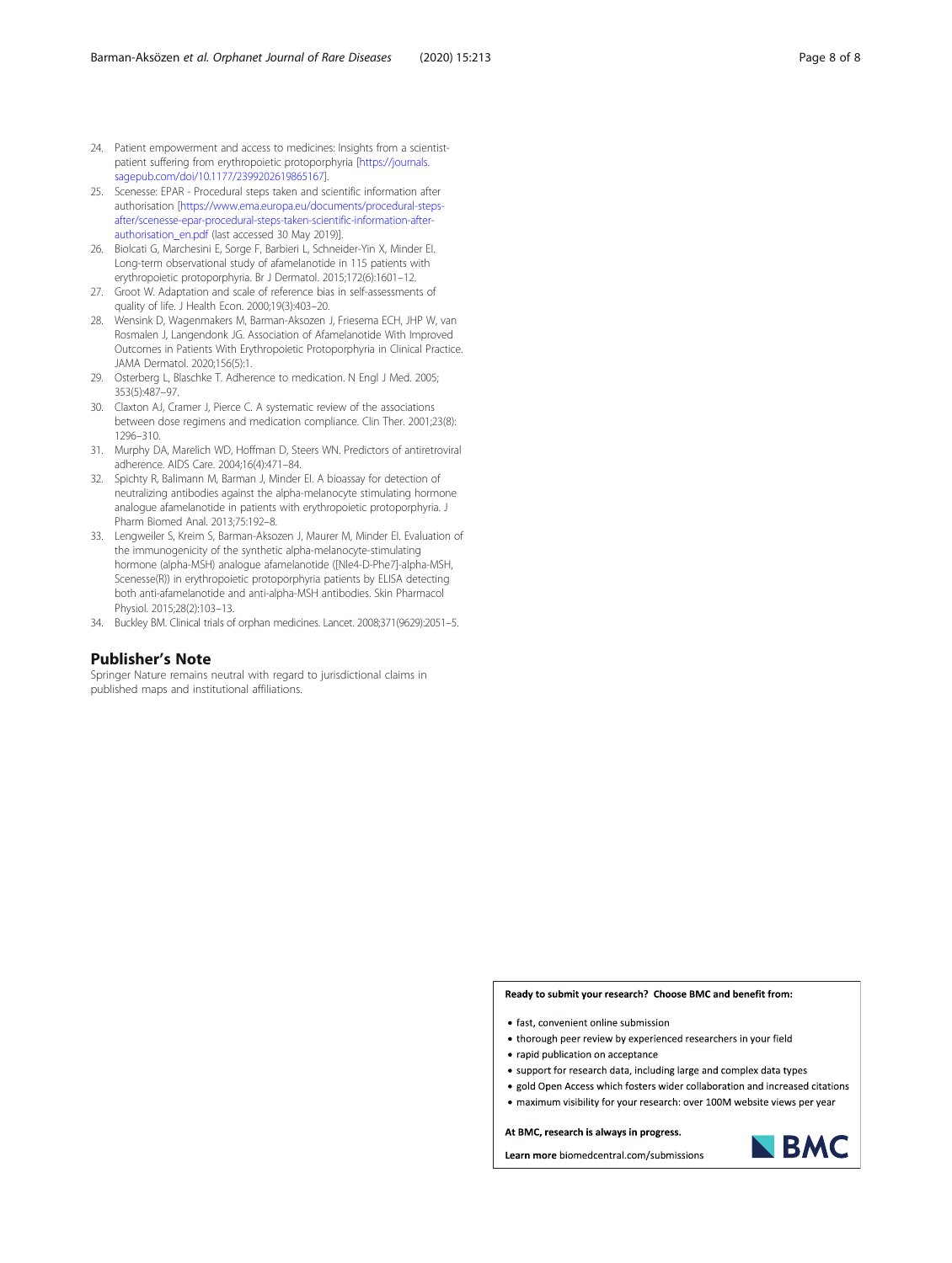24. Patient empowerment and access to medicines: Insights from a scientist-patient suffering from erythropoietic protoporphyria [https://journals.sagepub.com/doi/10.1177/2399202619865167].
25. Scenesse: EPAR - Procedural steps taken and scientific information after authorisation [https://www.ema.europa.eu/documents/procedural-steps-after/scenesse-epar-procedural-steps-taken-scientific-information-after-authorisation_en.pdf (last accessed 30 May 2019)].
26. Biolcati G, Marchesini E, Sorge F, Barbieri L, Schneider-Yin X, Minder EI. Long-term observational study of afamelanotide in 115 patients with erythropoietic protoporphyria. Br J Dermatol. 2015;172(6):1601–12.
27. Groot W. Adaptation and scale of reference bias in self-assessments of quality of life. J Health Econ. 2000;19(3):403–20.
28. Wensink D, Wagenmakers M, Barman-Aksozen J, Friesema ECH, JHP W, van Rosmalen J, Langendonk JG. Association of Afamelanotide With Improved Outcomes in Patients With Erythropoietic Protoporphyria in Clinical Practice. JAMA Dermatol. 2020;156(5):1.
29. Osterberg L, Blaschke T. Adherence to medication. N Engl J Med. 2005; 353(5):487–97.
30. Claxton AJ, Cramer J, Pierce C. A systematic review of the associations between dose regimens and medication compliance. Clin Ther. 2001;23(8): 1296–310.
31. Murphy DA, Marelich WD, Hoffman D, Steers WN. Predictors of antiretroviral adherence. AIDS Care. 2004;16(4):471–84.
32. Spichty R, Balimann M, Barman J, Minder EI. A bioassay for detection of neutralizing antibodies against the alpha-melanocyte stimulating hormone analogue afamelanotide in patients with erythropoietic protoporphyria. J Pharm Biomed Anal. 2013;75:192–8.
33. Lengweiler S, Kreim S, Barman-Aksozen J, Maurer M, Minder EI. Evaluation of the immunogenicity of the synthetic alpha-melanocyte-stimulating hormone (alpha-MSH) analogue afamelanotide ([Nle4-D-Phe7]-alpha-MSH, Scenesse(R)) in erythropoietic protoporphyria patients by ELISA detecting both anti-afamelanotide and anti-alpha-MSH antibodies. Skin Pharmacol Physiol. 2015;28(2):103–13.
34. Buckley BM. Clinical trials of orphan medicines. Lancet. 2008;371(9629):2051–5.

## Publisher's Note

Springer Nature remains neutral with regard to jurisdictional claims in published maps and institutional affiliations.

**Ready to submit your research? Choose BMC and benefit from:**

- fast, convenient online submission
- thorough peer review by experienced researchers in your field
- rapid publication on acceptance
- support for research data, including large and complex data types
- gold Open Access which fosters wider collaboration and increased citations
- maximum visibility for your research: over 100M website views per year

**At BMC, research is always in progress.**

**Learn more** biomedcentral.com/submissions

BMC